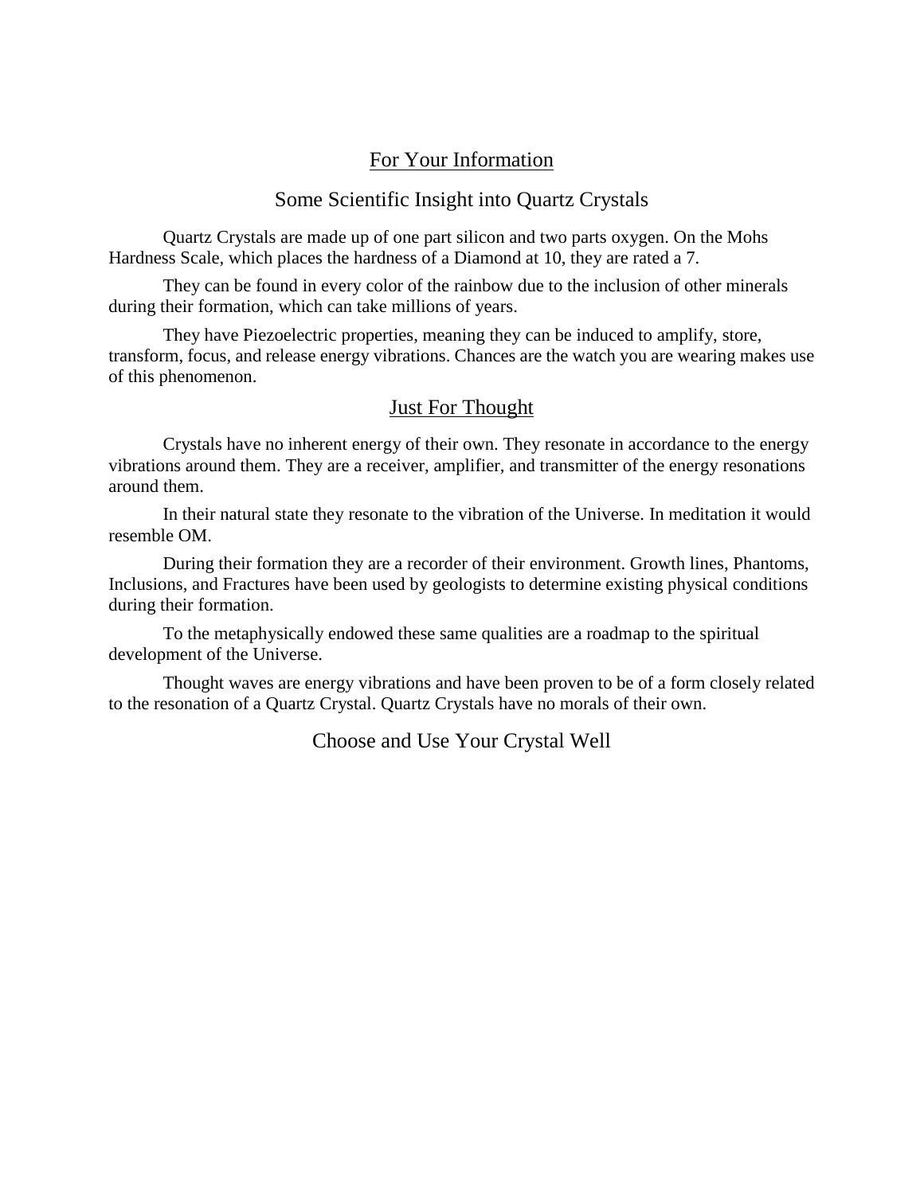## For Your Information

### Some Scientific Insight into Quartz Crystals

Quartz Crystals are made up of one part silicon and two parts oxygen. On the Mohs Hardness Scale, which places the hardness of a Diamond at 10, they are rated a 7.

They can be found in every color of the rainbow due to the inclusion of other minerals during their formation, which can take millions of years.

They have Piezoelectric properties, meaning they can be induced to amplify, store, transform, focus, and release energy vibrations. Chances are the watch you are wearing makes use of this phenomenon.

## Just For Thought

Crystals have no inherent energy of their own. They resonate in accordance to the energy vibrations around them. They are a receiver, amplifier, and transmitter of the energy resonations around them.

In their natural state they resonate to the vibration of the Universe. In meditation it would resemble OM.

During their formation they are a recorder of their environment. Growth lines, Phantoms, Inclusions, and Fractures have been used by geologists to determine existing physical conditions during their formation.

To the metaphysically endowed these same qualities are a roadmap to the spiritual development of the Universe.

Thought waves are energy vibrations and have been proven to be of a form closely related to the resonation of a Quartz Crystal. Quartz Crystals have no morals of their own.

### Choose and Use Your Crystal Well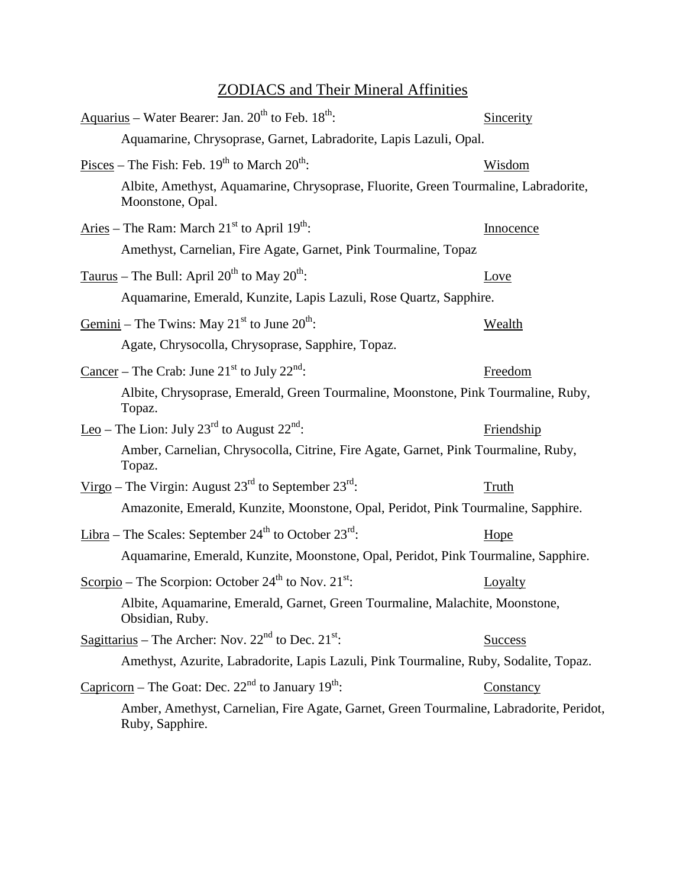# ZODIACS and Their Mineral Affinities

Aquarius – Water Bearer: Jan. 20th to Feb. 18th: Sincerity

Aquamarine, Chrysoprase, Garnet, Labradorite, Lapis Lazuli, Opal.

Pisces – The Fish: Feb. 19th to March 20th: Wisdom

Albite, Amethyst, Aquamarine, Chrysoprase, Fluorite, Green Tourmaline, Labradorite, Moonstone, Opal.

Aries – The Ram: March 21st to April 19th: Innocence

Amethyst, Carnelian, Fire Agate, Garnet, Pink Tourmaline, Topaz

Taurus – The Bull: April 20th to May 20th: Love

Aquamarine, Emerald, Kunzite, Lapis Lazuli, Rose Quartz, Sapphire.

Gemini – The Twins: May 21st to June 20th: Wealth

Agate, Chrysocolla, Chrysoprase, Sapphire, Topaz.

Cancer – The Crab: June 21st to July 22nd: Freedom

Albite, Chrysoprase, Emerald, Green Tourmaline, Moonstone, Pink Tourmaline, Ruby, Topaz.

Leo – The Lion: July 23rd to August 22nd: Friendship

Amber, Carnelian, Chrysocolla, Citrine, Fire Agate, Garnet, Pink Tourmaline, Ruby, Topaz.

Virgo – The Virgin: August 23rd to September 23rd: Truth

Amazonite, Emerald, Kunzite, Moonstone, Opal, Peridot, Pink Tourmaline, Sapphire.

Libra – The Scales: September 24th to October 23rd: Hope

Aquamarine, Emerald, Kunzite, Moonstone, Opal, Peridot, Pink Tourmaline, Sapphire.

Scorpio – The Scorpion: October 24th to Nov. 21st: Loyalty

Albite, Aquamarine, Emerald, Garnet, Green Tourmaline, Malachite, Moonstone, Obsidian, Ruby.

Sagittarius – The Archer: Nov. 22nd to Dec. 21st: Success

Amethyst, Azurite, Labradorite, Lapis Lazuli, Pink Tourmaline, Ruby, Sodalite, Topaz.

Capricorn – The Goat: Dec. 22nd to January 19th: Constancy

Amber, Amethyst, Carnelian, Fire Agate, Garnet, Green Tourmaline, Labradorite, Peridot, Ruby, Sapphire.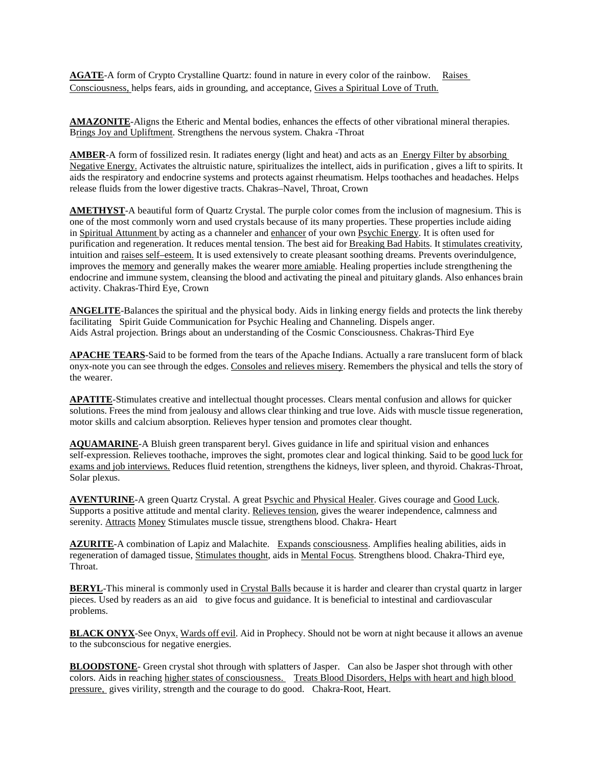**AGATE**-A form of Crypto Crystalline Quartz: found in nature in every color of the rainbow. Raises Consciousness, helps fears, aids in grounding, and acceptance, Gives a Spiritual Love of Truth.

**AMAZONITE**-Aligns the Etheric and Mental bodies, enhances the effects of other vibrational mineral therapies. Brings Joy and Upliftment. Strengthens the nervous system. Chakra -Throat

**AMBER**-A form of fossilized resin. It radiates energy (light and heat) and acts as an Energy Filter by absorbing Negative Energy. Activates the altruistic nature, spiritualizes the intellect, aids in purification , gives a lift to spirits. It aids the respiratory and endocrine systems and protects against rheumatism. Helps toothaches and headaches. Helps release fluids from the lower digestive tracts. Chakras–Navel, Throat, Crown

**AMETHYST**-A beautiful form of Quartz Crystal. The purple color comes from the inclusion of magnesium. This is one of the most commonly worn and used crystals because of its many properties. These properties include aiding in Spiritual Attunment by acting as a channeler and enhancer of your own Psychic Energy. It is often used for purification and regeneration. It reduces mental tension. The best aid for Breaking Bad Habits. It stimulates creativity, intuition and raises self–esteem. It is used extensively to create pleasant soothing dreams. Prevents overindulgence, improves the memory and generally makes the wearer more amiable. Healing properties include strengthening the endocrine and immune system, cleansing the blood and activating the pineal and pituitary glands. Also enhances brain activity. Chakras-Third Eye, Crown

**ANGELITE**-Balances the spiritual and the physical body. Aids in linking energy fields and protects the link thereby facilitating Spirit Guide Communication for Psychic Healing and Channeling. Dispels anger. Aids Astral projection. Brings about an understanding of the Cosmic Consciousness. Chakras-Third Eye

**APACHE TEARS**-Said to be formed from the tears of the Apache Indians. Actually a rare translucent form of black onyx-note you can see through the edges. Consoles and relieves misery. Remembers the physical and tells the story of the wearer.

**APATITE**-Stimulates creative and intellectual thought processes. Clears mental confusion and allows for quicker solutions. Frees the mind from jealousy and allows clear thinking and true love. Aids with muscle tissue regeneration, motor skills and calcium absorption. Relieves hyper tension and promotes clear thought.

**AQUAMARINE**-A Bluish green transparent beryl. Gives guidance in life and spiritual vision and enhances self-expression. Relieves toothache, improves the sight, promotes clear and logical thinking. Said to be good luck for exams and job interviews. Reduces fluid retention, strengthens the kidneys, liver spleen, and thyroid. Chakras-Throat, Solar plexus.

**AVENTURINE**-A green Quartz Crystal. A great Psychic and Physical Healer. Gives courage and Good Luck. Supports a positive attitude and mental clarity. Relieves tension, gives the wearer independence, calmness and serenity. Attracts Money Stimulates muscle tissue, strengthens blood. Chakra- Heart

**AZURITE**-A combination of Lapiz and Malachite. Expands consciousness. Amplifies healing abilities, aids in regeneration of damaged tissue, Stimulates thought, aids in Mental Focus. Strengthens blood. Chakra-Third eye, Throat.

**BERYL**-This mineral is commonly used in Crystal Balls because it is harder and clearer than crystal quartz in larger pieces. Used by readers as an aid to give focus and guidance. It is beneficial to intestinal and cardiovascular problems.

**BLACK ONYX**-See Onyx. Wards off evil. Aid in Prophecy. Should not be worn at night because it allows an avenue to the subconscious for negative energies.

**BLOODSTONE**- Green crystal shot through with splatters of Jasper. Can also be Jasper shot through with other colors. Aids in reaching higher states of consciousness. Treats Blood Disorders, Helps with heart and high blood pressure, gives virility, strength and the courage to do good. Chakra-Root, Heart.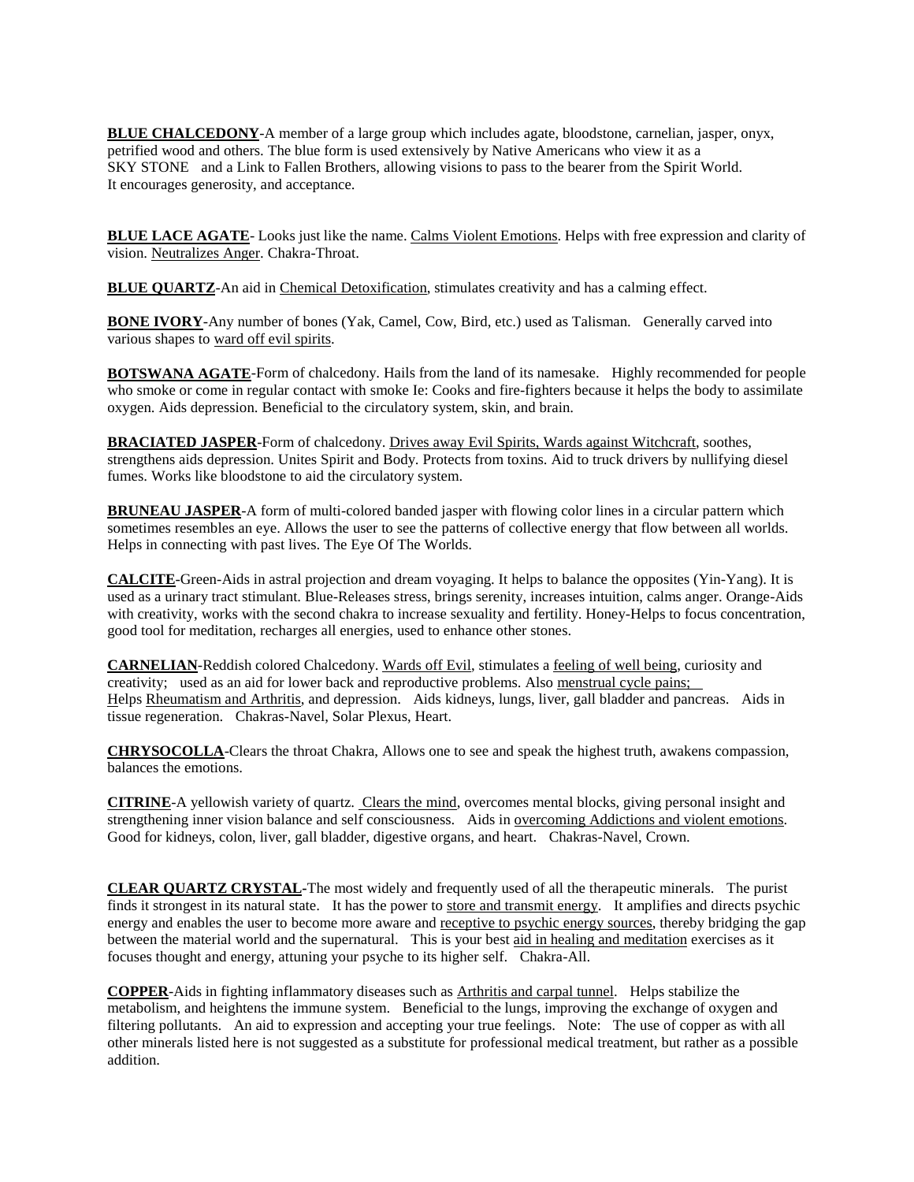**BLUE CHALCEDONY**-A member of a large group which includes agate, bloodstone, carnelian, jasper, onyx, petrified wood and others. The blue form is used extensively by Native Americans who view it as a SKY STONE and a Link to Fallen Brothers, allowing visions to pass to the bearer from the Spirit World. It encourages generosity, and acceptance.

**BLUE LACE AGATE**- Looks just like the name. Calms Violent Emotions. Helps with free expression and clarity of vision. Neutralizes Anger. Chakra-Throat.

**BLUE QUARTZ**-An aid in Chemical Detoxification, stimulates creativity and has a calming effect.

**BONE IVORY**-Any number of bones (Yak, Camel, Cow, Bird, etc.) used as Talisman. Generally carved into various shapes to ward off evil spirits.

**BOTSWANA AGATE**-Form of chalcedony. Hails from the land of its namesake. Highly recommended for people who smoke or come in regular contact with smoke Ie: Cooks and fire-fighters because it helps the body to assimilate oxygen. Aids depression. Beneficial to the circulatory system, skin, and brain.

**BRACIATED JASPER**-Form of chalcedony. Drives away Evil Spirits, Wards against Witchcraft, soothes, strengthens aids depression. Unites Spirit and Body. Protects from toxins. Aid to truck drivers by nullifying diesel fumes. Works like bloodstone to aid the circulatory system.

**BRUNEAU JASPER**-A form of multi-colored banded jasper with flowing color lines in a circular pattern which sometimes resembles an eye. Allows the user to see the patterns of collective energy that flow between all worlds. Helps in connecting with past lives. The Eye Of The Worlds.

**CALCITE**-Green-Aids in astral projection and dream voyaging. It helps to balance the opposites (Yin-Yang). It is used as a urinary tract stimulant. Blue-Releases stress, brings serenity, increases intuition, calms anger. Orange-Aids with creativity, works with the second chakra to increase sexuality and fertility. Honey-Helps to focus concentration, good tool for meditation, recharges all energies, used to enhance other stones.

**CARNELIAN**-Reddish colored Chalcedony. Wards off Evil, stimulates a feeling of well being, curiosity and creativity; used as an aid for lower back and reproductive problems. Also menstrual cycle pains; Helps Rheumatism and Arthritis, and depression. Aids kidneys, lungs, liver, gall bladder and pancreas. Aids in tissue regeneration. Chakras-Navel, Solar Plexus, Heart.

**CHRYSOCOLLA**-Clears the throat Chakra, Allows one to see and speak the highest truth, awakens compassion, balances the emotions.

**CITRINE**-A yellowish variety of quartz. Clears the mind, overcomes mental blocks, giving personal insight and strengthening inner vision balance and self consciousness. Aids in overcoming Addictions and violent emotions. Good for kidneys, colon, liver, gall bladder, digestive organs, and heart. Chakras-Navel, Crown.

**CLEAR QUARTZ CRYSTAL**-The most widely and frequently used of all the therapeutic minerals. The purist finds it strongest in its natural state. It has the power to store and transmit energy. It amplifies and directs psychic energy and enables the user to become more aware and receptive to psychic energy sources, thereby bridging the gap between the material world and the supernatural. This is your best aid in healing and meditation exercises as it focuses thought and energy, attuning your psyche to its higher self. Chakra-All.

**COPPER**-Aids in fighting inflammatory diseases such as Arthritis and carpal tunnel. Helps stabilize the metabolism, and heightens the immune system. Beneficial to the lungs, improving the exchange of oxygen and filtering pollutants. An aid to expression and accepting your true feelings. Note: The use of copper as with all other minerals listed here is not suggested as a substitute for professional medical treatment, but rather as a possible addition.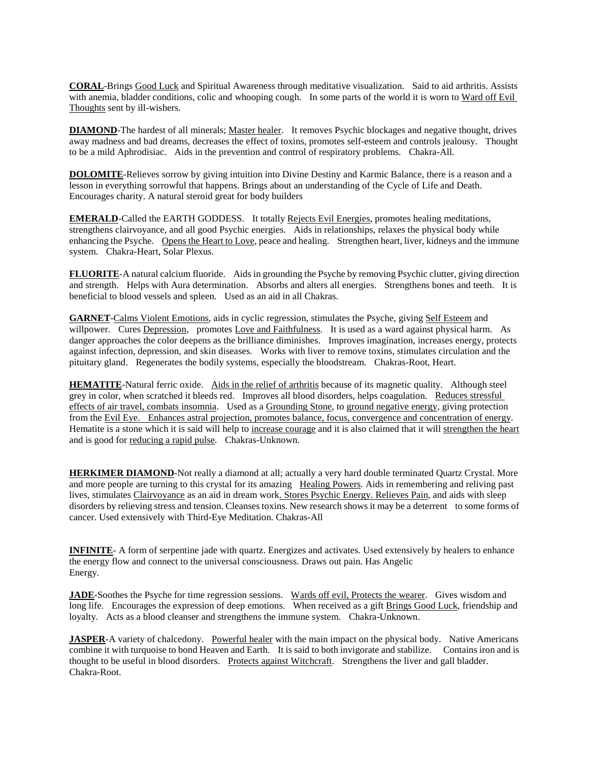**CORAL**-Brings Good Luck and Spiritual Awareness through meditative visualization. Said to aid arthritis. Assists with anemia, bladder conditions, colic and whooping cough. In some parts of the world it is worn to Ward off Evil Thoughts sent by ill-wishers.

**DIAMOND**-The hardest of all minerals; Master healer. It removes Psychic blockages and negative thought, drives away madness and bad dreams, decreases the effect of toxins, promotes self-esteem and controls jealousy. Thought to be a mild Aphrodisiac. Aids in the prevention and control of respiratory problems. Chakra-All.

**DOLOMITE**-Relieves sorrow by giving intuition into Divine Destiny and Karmic Balance, there is a reason and a lesson in everything sorrowful that happens. Brings about an understanding of the Cycle of Life and Death. Encourages charity. A natural steroid great for body builders

**EMERALD**-Called the EARTH GODDESS. It totally Rejects Evil Energies, promotes healing meditations, strengthens clairvoyance, and all good Psychic energies. Aids in relationships, relaxes the physical body while enhancing the Psyche. Opens the Heart to Love, peace and healing. Strengthen heart, liver, kidneys and the immune system. Chakra-Heart, Solar Plexus.

**FLUORITE**-A natural calcium fluoride. Aids in grounding the Psyche by removing Psychic clutter, giving direction and strength. Helps with Aura determination. Absorbs and alters all energies. Strengthens bones and teeth. It is beneficial to blood vessels and spleen. Used as an aid in all Chakras.

**GARNET**-Calms Violent Emotions, aids in cyclic regression, stimulates the Psyche, giving Self Esteem and willpower. Cures Depression, promotes Love and Faithfulness. It is used as a ward against physical harm. As danger approaches the color deepens as the brilliance diminishes. Improves imagination, increases energy, protects against infection, depression, and skin diseases. Works with liver to remove toxins, stimulates circulation and the pituitary gland. Regenerates the bodily systems, especially the bloodstream. Chakras-Root, Heart.

**HEMATITE**-Natural ferric oxide. Aids in the relief of arthritis because of its magnetic quality. Although steel grey in color, when scratched it bleeds red. Improves all blood disorders, helps coagulation. Reduces stressful effects of air travel, combats insomnia. Used as a Grounding Stone, to ground negative energy, giving protection from the Evil Eye. Enhances astral projection, promotes balance, focus, convergence and concentration of energy. Hematite is a stone which it is said will help to increase courage and it is also claimed that it will strengthen the heart and is good for reducing a rapid pulse. Chakras-Unknown.

**HERKIMER DIAMOND**-Not really a diamond at all; actually a very hard double terminated Quartz Crystal. More and more people are turning to this crystal for its amazing Healing Powers. Aids in remembering and reliving past lives, stimulates Clairvoyance as an aid in dream work. Stores Psychic Energy. Relieves Pain, and aids with sleep disorders by relieving stress and tension. Cleanses toxins. New research shows it may be a deterrent to some forms of cancer. Used extensively with Third-Eye Meditation. Chakras-All

**INFINITE**- A form of serpentine jade with quartz. Energizes and activates. Used extensively by healers to enhance the energy flow and connect to the universal consciousness. Draws out pain. Has Angelic Energy.

**JADE**-Soothes the Psyche for time regression sessions. Wards off evil, Protects the wearer. Gives wisdom and long life. Encourages the expression of deep emotions. When received as a gift Brings Good Luck, friendship and loyalty. Acts as a blood cleanser and strengthens the immune system. Chakra-Unknown.

**JASPER**-A variety of chalcedony. Powerful healer with the main impact on the physical body. Native Americans combine it with turquoise to bond Heaven and Earth. It is said to both invigorate and stabilize. Contains iron and is thought to be useful in blood disorders. Protects against Witchcraft. Strengthens the liver and gall bladder. Chakra-Root.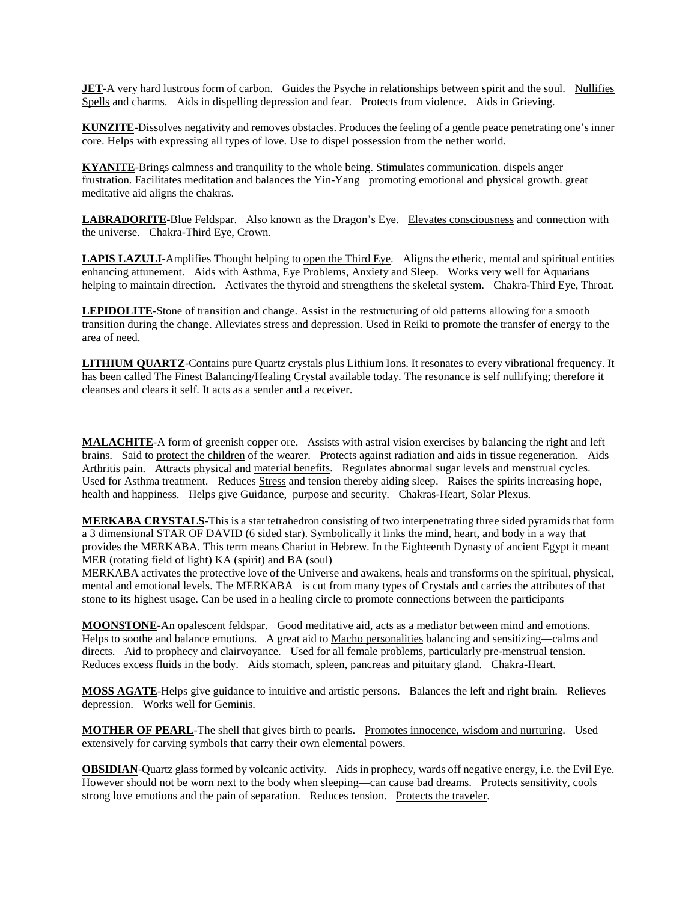**JET**-A very hard lustrous form of carbon. Guides the Psyche in relationships between spirit and the soul. Nullifies Spells and charms. Aids in dispelling depression and fear. Protects from violence. Aids in Grieving.

**KUNZITE**-Dissolves negativity and removes obstacles. Produces the feeling of a gentle peace penetrating one's inner core. Helps with expressing all types of love. Use to dispel possession from the nether world.

**KYANITE**-Brings calmness and tranquility to the whole being. Stimulates communication. dispels anger frustration. Facilitates meditation and balances the Yin-Yang promoting emotional and physical growth. great meditative aid aligns the chakras.

**LABRADORITE**-Blue Feldspar. Also known as the Dragon's Eye. Elevates consciousness and connection with the universe. Chakra-Third Eye, Crown.

**LAPIS LAZULI**-Amplifies Thought helping to open the Third Eye. Aligns the etheric, mental and spiritual entities enhancing attunement. Aids with Asthma, Eye Problems, Anxiety and Sleep. Works very well for Aquarians helping to maintain direction. Activates the thyroid and strengthens the skeletal system. Chakra-Third Eye, Throat.

**LEPIDOLITE**-Stone of transition and change. Assist in the restructuring of old patterns allowing for a smooth transition during the change. Alleviates stress and depression. Used in Reiki to promote the transfer of energy to the area of need.

**LITHIUM QUARTZ**-Contains pure Quartz crystals plus Lithium Ions. It resonates to every vibrational frequency. It has been called The Finest Balancing/Healing Crystal available today. The resonance is self nullifying; therefore it cleanses and clears it self. It acts as a sender and a receiver.

**MALACHITE**-A form of greenish copper ore. Assists with astral vision exercises by balancing the right and left brains. Said to protect the children of the wearer. Protects against radiation and aids in tissue regeneration. Aids Arthritis pain. Attracts physical and material benefits. Regulates abnormal sugar levels and menstrual cycles. Used for Asthma treatment. Reduces Stress and tension thereby aiding sleep. Raises the spirits increasing hope, health and happiness. Helps give Guidance, purpose and security. Chakras-Heart, Solar Plexus.

**MERKABA CRYSTALS**-This is a star tetrahedron consisting of two interpenetrating three sided pyramids that form a 3 dimensional STAR OF DAVID (6 sided star). Symbolically it links the mind, heart, and body in a way that provides the MERKABA. This term means Chariot in Hebrew. In the Eighteenth Dynasty of ancient Egypt it meant MER (rotating field of light) KA (spirit) and BA (soul)

MERKABA activates the protective love of the Universe and awakens, heals and transforms on the spiritual, physical, mental and emotional levels. The MERKABA is cut from many types of Crystals and carries the attributes of that stone to its highest usage. Can be used in a healing circle to promote connections between the participants

**MOONSTONE**-An opalescent feldspar. Good meditative aid, acts as a mediator between mind and emotions. Helps to soothe and balance emotions. A great aid to Macho personalities balancing and sensitizing—calms and directs. Aid to prophecy and clairvoyance. Used for all female problems, particularly pre-menstrual tension. Reduces excess fluids in the body. Aids stomach, spleen, pancreas and pituitary gland. Chakra-Heart.

**MOSS AGATE**-Helps give guidance to intuitive and artistic persons. Balances the left and right brain. Relieves depression. Works well for Geminis.

**MOTHER OF PEARL**-The shell that gives birth to pearls. Promotes innocence, wisdom and nurturing. Used extensively for carving symbols that carry their own elemental powers.

**OBSIDIAN**-Quartz glass formed by volcanic activity. Aids in prophecy, wards off negative energy, i.e. the Evil Eye. However should not be worn next to the body when sleeping—can cause bad dreams. Protects sensitivity, cools strong love emotions and the pain of separation. Reduces tension. Protects the traveler.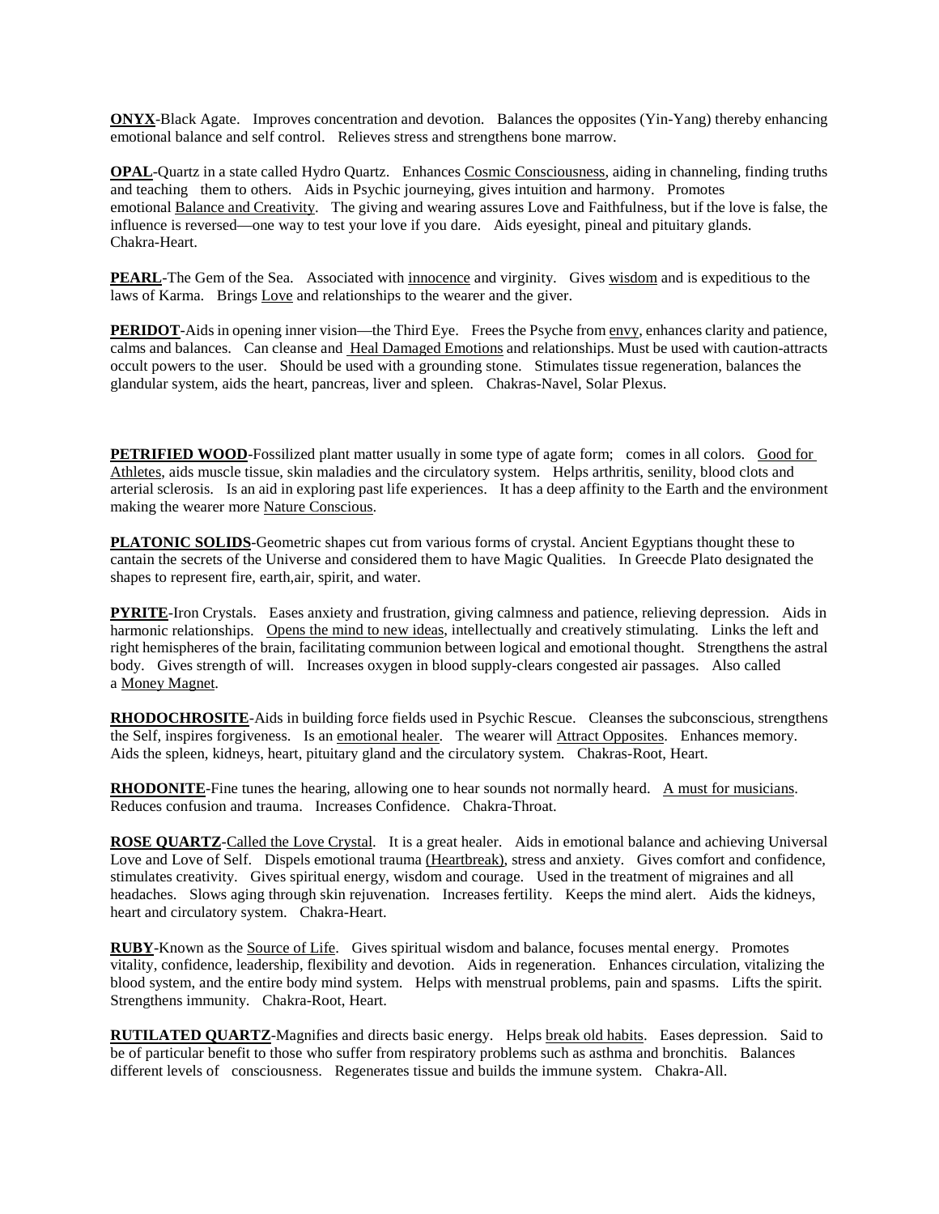**ONYX**-Black Agate. Improves concentration and devotion. Balances the opposites (Yin-Yang) thereby enhancing emotional balance and self control. Relieves stress and strengthens bone marrow.

**OPAL**-Quartz in a state called Hydro Quartz. Enhances Cosmic Consciousness, aiding in channeling, finding truths and teaching them to others. Aids in Psychic journeying, gives intuition and harmony. Promotes emotional Balance and Creativity. The giving and wearing assures Love and Faithfulness, but if the love is false, the influence is reversed—one way to test your love if you dare. Aids eyesight, pineal and pituitary glands. Chakra-Heart.

**PEARL**-The Gem of the Sea. Associated with innocence and virginity. Gives wisdom and is expeditious to the laws of Karma. Brings Love and relationships to the wearer and the giver.

**PERIDOT**-Aids in opening inner vision—the Third Eye. Frees the Psyche from envy, enhances clarity and patience, calms and balances. Can cleanse and Heal Damaged Emotions and relationships. Must be used with caution-attracts occult powers to the user. Should be used with a grounding stone. Stimulates tissue regeneration, balances the glandular system, aids the heart, pancreas, liver and spleen. Chakras-Navel, Solar Plexus.

**PETRIFIED WOOD**-Fossilized plant matter usually in some type of agate form; comes in all colors. Good for Athletes, aids muscle tissue, skin maladies and the circulatory system. Helps arthritis, senility, blood clots and arterial sclerosis. Is an aid in exploring past life experiences. It has a deep affinity to the Earth and the environment making the wearer more Nature Conscious.

**PLATONIC SOLIDS**-Geometric shapes cut from various forms of crystal. Ancient Egyptians thought these to cantain the secrets of the Universe and considered them to have Magic Qualities. In Greecde Plato designated the shapes to represent fire, earth,air, spirit, and water.

**PYRITE**-Iron Crystals. Eases anxiety and frustration, giving calmness and patience, relieving depression. Aids in harmonic relationships. Opens the mind to new ideas, intellectually and creatively stimulating. Links the left and right hemispheres of the brain, facilitating communion between logical and emotional thought. Strengthens the astral body. Gives strength of will. Increases oxygen in blood supply-clears congested air passages. Also called a Money Magnet.

**RHODOCHROSITE**-Aids in building force fields used in Psychic Rescue. Cleanses the subconscious, strengthens the Self, inspires forgiveness. Is an emotional healer. The wearer will Attract Opposites. Enhances memory. Aids the spleen, kidneys, heart, pituitary gland and the circulatory system. Chakras-Root, Heart.

**RHODONITE**-Fine tunes the hearing, allowing one to hear sounds not normally heard. A must for musicians. Reduces confusion and trauma. Increases Confidence. Chakra-Throat.

**ROSE QUARTZ**-Called the Love Crystal. It is a great healer. Aids in emotional balance and achieving Universal Love and Love of Self. Dispels emotional trauma (Heartbreak), stress and anxiety. Gives comfort and confidence, stimulates creativity. Gives spiritual energy, wisdom and courage. Used in the treatment of migraines and all headaches. Slows aging through skin rejuvenation. Increases fertility. Keeps the mind alert. Aids the kidneys, heart and circulatory system. Chakra-Heart.

**RUBY**-Known as the Source of Life. Gives spiritual wisdom and balance, focuses mental energy. Promotes vitality, confidence, leadership, flexibility and devotion. Aids in regeneration. Enhances circulation, vitalizing the blood system, and the entire body mind system. Helps with menstrual problems, pain and spasms. Lifts the spirit. Strengthens immunity. Chakra-Root, Heart.

**RUTILATED QUARTZ**-Magnifies and directs basic energy. Helps break old habits. Eases depression. Said to be of particular benefit to those who suffer from respiratory problems such as asthma and bronchitis. Balances different levels of consciousness. Regenerates tissue and builds the immune system. Chakra-All.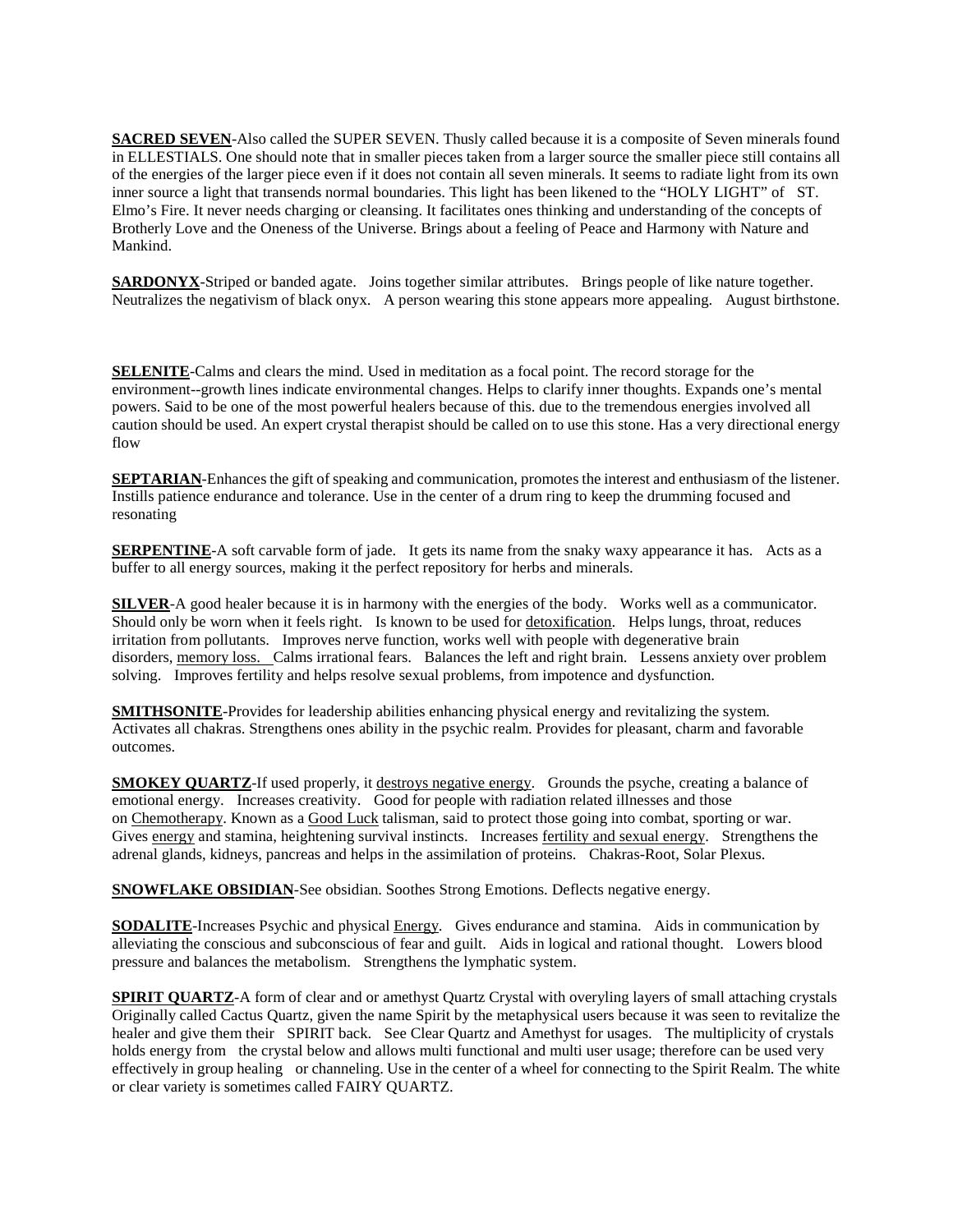**SACRED SEVEN**-Also called the SUPER SEVEN. Thusly called because it is a composite of Seven minerals found in ELLESTIALS. One should note that in smaller pieces taken from a larger source the smaller piece still contains all of the energies of the larger piece even if it does not contain all seven minerals. It seems to radiate light from its own inner source a light that transends normal boundaries. This light has been likened to the "HOLY LIGHT" of ST. Elmo's Fire. It never needs charging or cleansing. It facilitates ones thinking and understanding of the concepts of Brotherly Love and the Oneness of the Universe. Brings about a feeling of Peace and Harmony with Nature and Mankind.

**SARDONYX**-Striped or banded agate. Joins together similar attributes. Brings people of like nature together. Neutralizes the negativism of black onyx. A person wearing this stone appears more appealing. August birthstone.

**SELENITE**-Calms and clears the mind. Used in meditation as a focal point. The record storage for the environment--growth lines indicate environmental changes. Helps to clarify inner thoughts. Expands one's mental powers. Said to be one of the most powerful healers because of this. due to the tremendous energies involved all caution should be used. An expert crystal therapist should be called on to use this stone. Has a very directional energy flow

**SEPTARIAN**-Enhances the gift of speaking and communication, promotes the interest and enthusiasm of the listener. Instills patience endurance and tolerance. Use in the center of a drum ring to keep the drumming focused and resonating

**SERPENTINE**-A soft carvable form of jade. It gets its name from the snaky waxy appearance it has. Acts as a buffer to all energy sources, making it the perfect repository for herbs and minerals.

**SILVER**-A good healer because it is in harmony with the energies of the body. Works well as a communicator. Should only be worn when it feels right. Is known to be used for detoxification. Helps lungs, throat, reduces irritation from pollutants. Improves nerve function, works well with people with degenerative brain disorders, memory loss. Calms irrational fears. Balances the left and right brain. Lessens anxiety over problem solving. Improves fertility and helps resolve sexual problems, from impotence and dysfunction.

**SMITHSONITE**-Provides for leadership abilities enhancing physical energy and revitalizing the system. Activates all chakras. Strengthens ones ability in the psychic realm. Provides for pleasant, charm and favorable outcomes.

**SMOKEY QUARTZ**-If used properly, it destroys negative energy. Grounds the psyche, creating a balance of emotional energy. Increases creativity. Good for people with radiation related illnesses and those on Chemotherapy. Known as a Good Luck talisman, said to protect those going into combat, sporting or war. Gives energy and stamina, heightening survival instincts. Increases fertility and sexual energy. Strengthens the adrenal glands, kidneys, pancreas and helps in the assimilation of proteins. Chakras-Root, Solar Plexus.

**SNOWFLAKE OBSIDIAN**-See obsidian. Soothes Strong Emotions. Deflects negative energy.

**SODALITE**-Increases Psychic and physical Energy. Gives endurance and stamina. Aids in communication by alleviating the conscious and subconscious of fear and guilt. Aids in logical and rational thought. Lowers blood pressure and balances the metabolism. Strengthens the lymphatic system.

**SPIRIT QUARTZ**-A form of clear and or amethyst Quartz Crystal with overyling layers of small attaching crystals Originally called Cactus Quartz, given the name Spirit by the metaphysical users because it was seen to revitalize the healer and give them their SPIRIT back. See Clear Quartz and Amethyst for usages. The multiplicity of crystals holds energy from the crystal below and allows multi functional and multi user usage; therefore can be used very effectively in group healing or channeling. Use in the center of a wheel for connecting to the Spirit Realm. The white or clear variety is sometimes called FAIRY QUARTZ.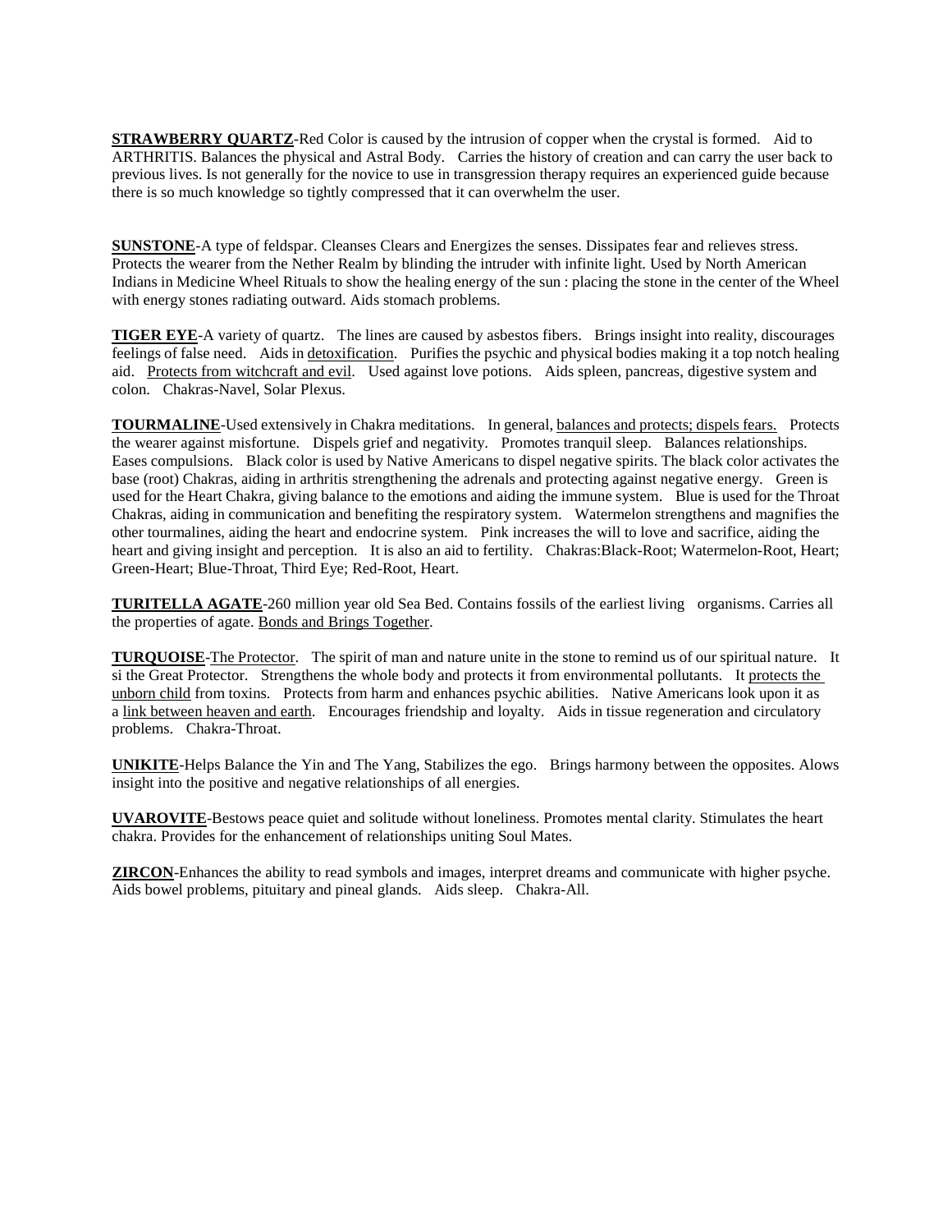**STRAWBERRY QUARTZ**-Red Color is caused by the intrusion of copper when the crystal is formed. Aid to ARTHRITIS. Balances the physical and Astral Body. Carries the history of creation and can carry the user back to previous lives. Is not generally for the novice to use in transgression therapy requires an experienced guide because there is so much knowledge so tightly compressed that it can overwhelm the user.

**SUNSTONE**-A type of feldspar. Cleanses Clears and Energizes the senses. Dissipates fear and relieves stress. Protects the wearer from the Nether Realm by blinding the intruder with infinite light. Used by North American Indians in Medicine Wheel Rituals to show the healing energy of the sun : placing the stone in the center of the Wheel with energy stones radiating outward. Aids stomach problems.

**TIGER EYE**-A variety of quartz. The lines are caused by asbestos fibers. Brings insight into reality, discourages feelings of false need. Aids in detoxification. Purifies the psychic and physical bodies making it a top notch healing aid. Protects from witchcraft and evil. Used against love potions. Aids spleen, pancreas, digestive system and colon. Chakras-Navel, Solar Plexus.

**TOURMALINE**-Used extensively in Chakra meditations. In general, balances and protects; dispels fears. Protects the wearer against misfortune. Dispels grief and negativity. Promotes tranquil sleep. Balances relationships. Eases compulsions. Black color is used by Native Americans to dispel negative spirits. The black color activates the base (root) Chakras, aiding in arthritis strengthening the adrenals and protecting against negative energy. Green is used for the Heart Chakra, giving balance to the emotions and aiding the immune system. Blue is used for the Throat Chakras, aiding in communication and benefiting the respiratory system. Watermelon strengthens and magnifies the other tourmalines, aiding the heart and endocrine system. Pink increases the will to love and sacrifice, aiding the heart and giving insight and perception. It is also an aid to fertility. Chakras:Black-Root; Watermelon-Root, Heart; Green-Heart; Blue-Throat, Third Eye; Red-Root, Heart.

**TURITELLA AGATE**-260 million year old Sea Bed. Contains fossils of the earliest living organisms. Carries all the properties of agate. Bonds and Brings Together.

**TURQUOISE**-The Protector. The spirit of man and nature unite in the stone to remind us of our spiritual nature. It si the Great Protector. Strengthens the whole body and protects it from environmental pollutants. It protects the unborn child from toxins. Protects from harm and enhances psychic abilities. Native Americans look upon it as a link between heaven and earth. Encourages friendship and loyalty. Aids in tissue regeneration and circulatory problems. Chakra-Throat.

**UNIKITE**-Helps Balance the Yin and The Yang, Stabilizes the ego. Brings harmony between the opposites. Alows insight into the positive and negative relationships of all energies.

**UVAROVITE**-Bestows peace quiet and solitude without loneliness. Promotes mental clarity. Stimulates the heart chakra. Provides for the enhancement of relationships uniting Soul Mates.

**ZIRCON**-Enhances the ability to read symbols and images, interpret dreams and communicate with higher psyche. Aids bowel problems, pituitary and pineal glands. Aids sleep. Chakra-All.